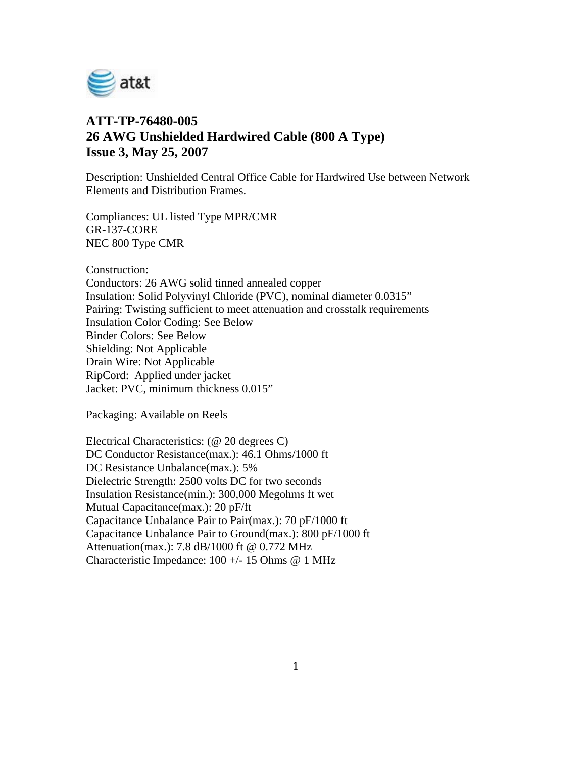# ATT-TP-76480-005
# 26 AWG Unshielded Hardwired Cable (800 A Type)
# Issue 3, May 25, 2007

Description: Unshielded Central Office Cable for Hardwired Use between Network Elements and Distribution Frames.

Compliances: UL listed Type MPR/CMR
GR-137-CORE
NEC 800 Type CMR

Construction:
Conductors: 26 AWG solid tinned annealed copper
Insulation: Solid Polyvinyl Chloride (PVC), nominal diameter 0.0315”
Pairing: Twisting sufficient to meet attenuation and crosstalk requirements
Insulation Color Coding: See Below
Binder Colors: See Below
Shielding: Not Applicable
Drain Wire: Not Applicable
RipCord: Applied under jacket
Jacket: PVC, minimum thickness 0.015”

Packaging: Available on Reels

Electrical Characteristics: (@ 20 degrees C)
DC Conductor Resistance(max.): 46.1 Ohms/1000 ft
DC Resistance Unbalance(max.): 5%
Dielectric Strength: 2500 volts DC for two seconds
Insulation Resistance(min.): 300,000 Megohms ft wet
Mutual Capacitance(max.): 20 pF/ft
Capacitance Unbalance Pair to Pair(max.): 70 pF/1000 ft
Capacitance Unbalance Pair to Ground(max.): 800 pF/1000 ft
Attenuation(max.): 7.8 dB/1000 ft @ 0.772 MHz
Characteristic Impedance: 100 +/- 15 Ohms @ 1 MHz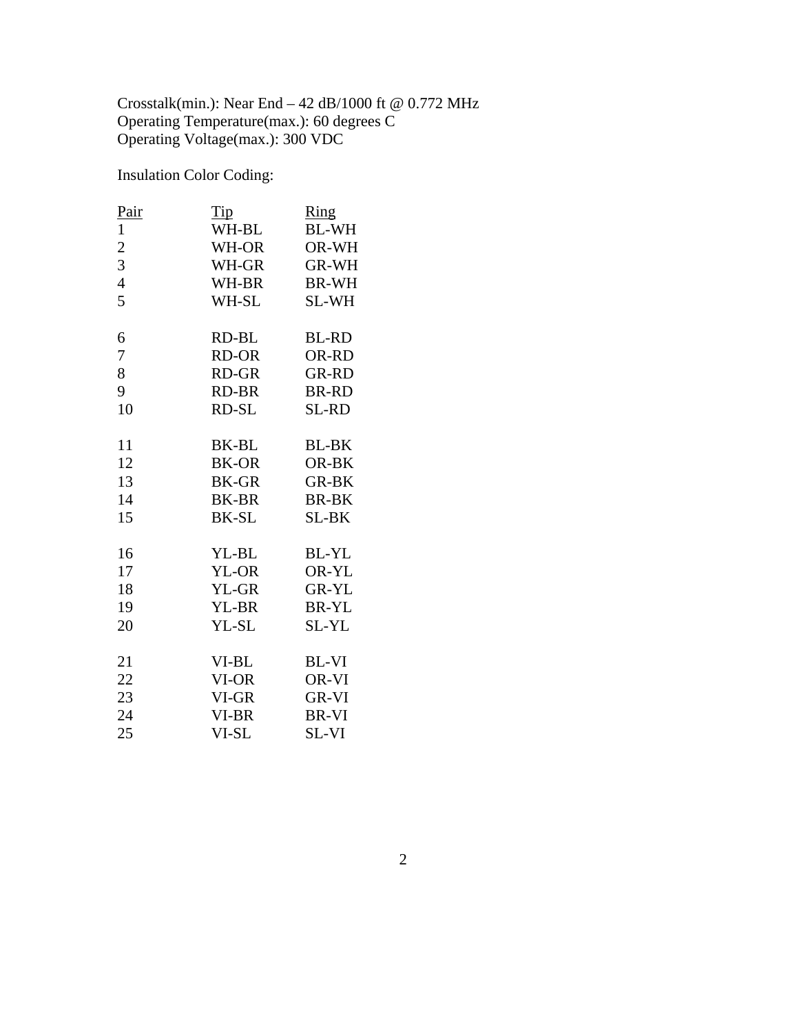Crosstalk(min.): Near End – 42 dB/1000 ft @ 0.772 MHz
Operating Temperature(max.): 60 degrees C
Operating Voltage(max.): 300 VDC

Insulation Color Coding:

| Pair | Tip | Ring |
|---|---|---|
| 1 | WH-BL | BL-WH |
| 2 | WH-OR | OR-WH |
| 3 | WH-GR | GR-WH |
| 4 | WH-BR | BR-WH |
| 5 | WH-SL | SL-WH |
| 6 | RD-BL | BL-RD |
| 7 | RD-OR | OR-RD |
| 8 | RD-GR | GR-RD |
| 9 | RD-BR | BR-RD |
| 10 | RD-SL | SL-RD |
| 11 | BK-BL | BL-BK |
| 12 | BK-OR | OR-BK |
| 13 | BK-GR | GR-BK |
| 14 | BK-BR | BR-BK |
| 15 | BK-SL | SL-BK |
| 16 | YL-BL | BL-YL |
| 17 | YL-OR | OR-YL |
| 18 | YL-GR | GR-YL |
| 19 | YL-BR | BR-YL |
| 20 | YL-SL | SL-YL |
| 21 | VI-BL | BL-VI |
| 22 | VI-OR | OR-VI |
| 23 | VI-GR | GR-VI |
| 24 | VI-BR | BR-VI |
| 25 | VI-SL | SL-VI |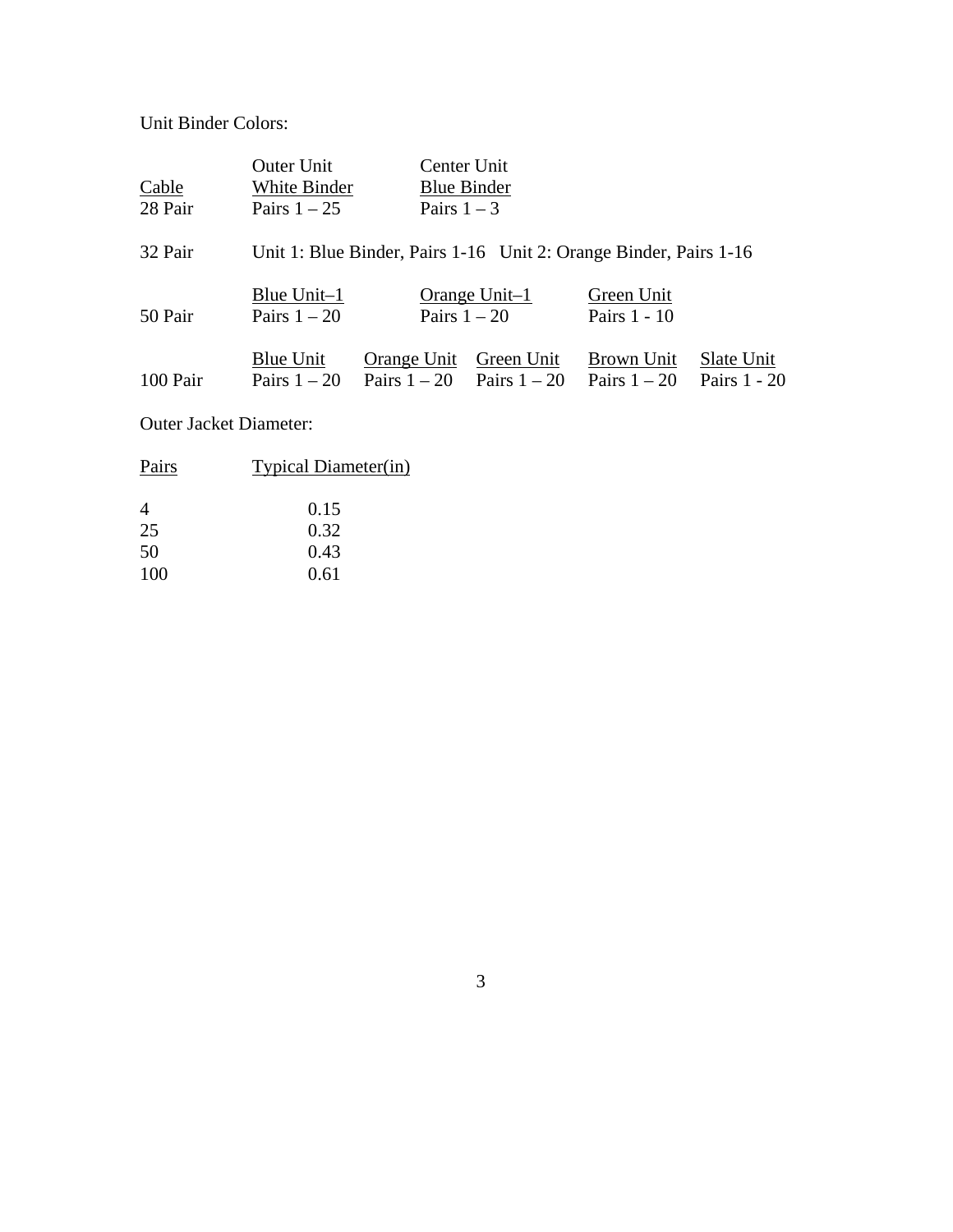Unit Binder Colors:

| Cable | Outer Unit White Binder | | Center Unit Blue Binder | | |
|---|---|---|---|---|---|
| 28 Pair | Pairs 1 – 25 | | Pairs 1 – 3 | | |
| 32 Pair | Unit 1: Blue Binder, Pairs 1-16 | | Unit 2: Orange Binder, Pairs 1-16 | | |
| | Blue Unit–1 | | Orange Unit–1 | Green Unit | |
| 50 Pair | Pairs 1 – 20 | | Pairs 1 – 20 | Pairs 1 - 10 | |
| | Blue Unit | Orange Unit | Green Unit | Brown Unit | Slate Unit |
| 100 Pair | Pairs 1 – 20 | Pairs 1 – 20 | Pairs 1 – 20 | Pairs 1 – 20 | Pairs 1 - 20 |

Outer Jacket Diameter:

| Pairs | Typical Diameter(in) |
|---|---|
| 4 | 0.15 |
| 25 | 0.32 |
| 50 | 0.43 |
| 100 | 0.61 |